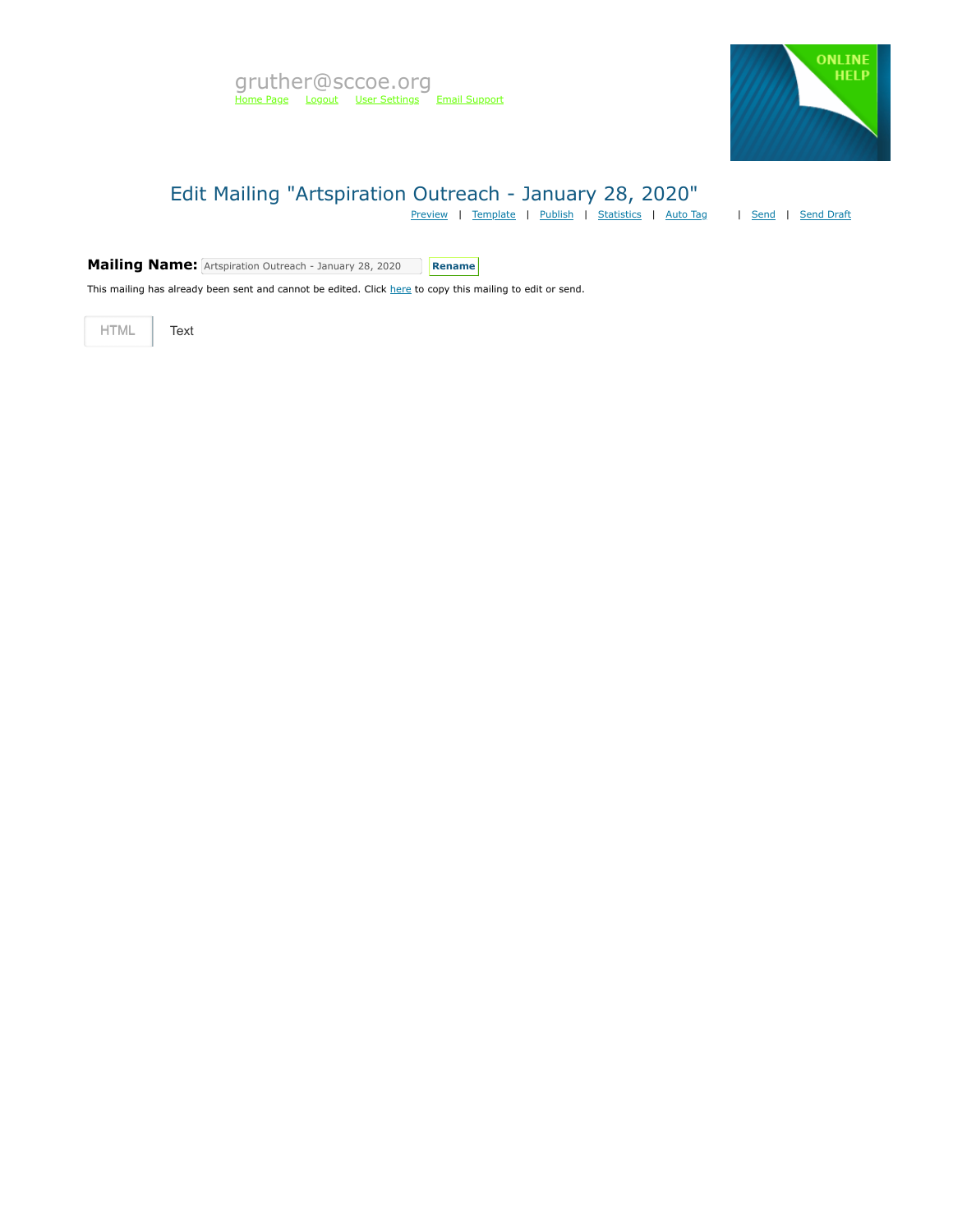gruther@sccoe.org

Home Page Logout User Settings Email Support

ONLINE HELP

# Edit Mailing "Artspiration Outreach - January 28, 2020"

Preview | Template | Publish | Statistics | Auto Tag | Send | Send Draft

**Mailing Name:** Artspiration Outreach - January 28, 2020 **Rename**

This mailing has already been sent and cannot be edited. Click here to copy this mailing to edit or send.

HTML Text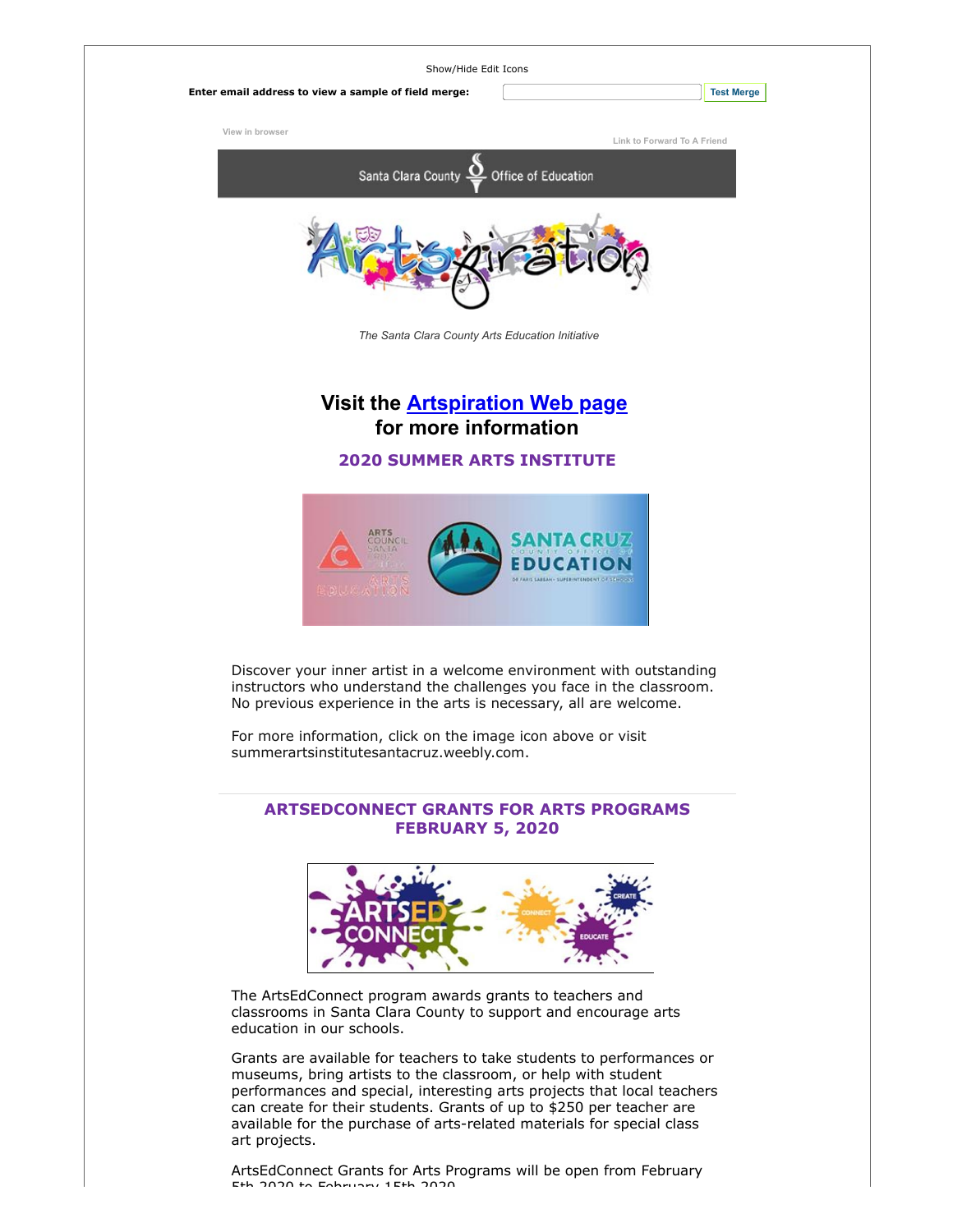Show/Hide Edit Icons

**Enter email address to view a sample of field merge:** Test Merge

View in browser

Link to Forward To A Friend

Santa Clara County Office of Education

*The Santa Clara County Arts Education Initiative*

## Visit the Artspiration Web page for more information

### 2020 SUMMER ARTS INSTITUTE

Discover your inner artist in a welcome environment with outstanding instructors who understand the challenges you face in the classroom. No previous experience in the arts is necessary, all are welcome.

For more information, click on the image icon above or visit summerartsinstitutesantacruz.weebly.com.

---

### ARTSEDCONNECT GRANTS FOR ARTS PROGRAMS FEBRUARY 5, 2020

The ArtsEdConnect program awards grants to teachers and classrooms in Santa Clara County to support and encourage arts education in our schools.

Grants are available for teachers to take students to performances or museums, bring artists to the classroom, or help with student performances and special, interesting arts projects that local teachers can create for their students. Grants of up to $250 per teacher are available for the purchase of arts-related materials for special class art projects.

ArtsEdConnect Grants for Arts Programs will be open from February 5th 2020 to February 15th 2020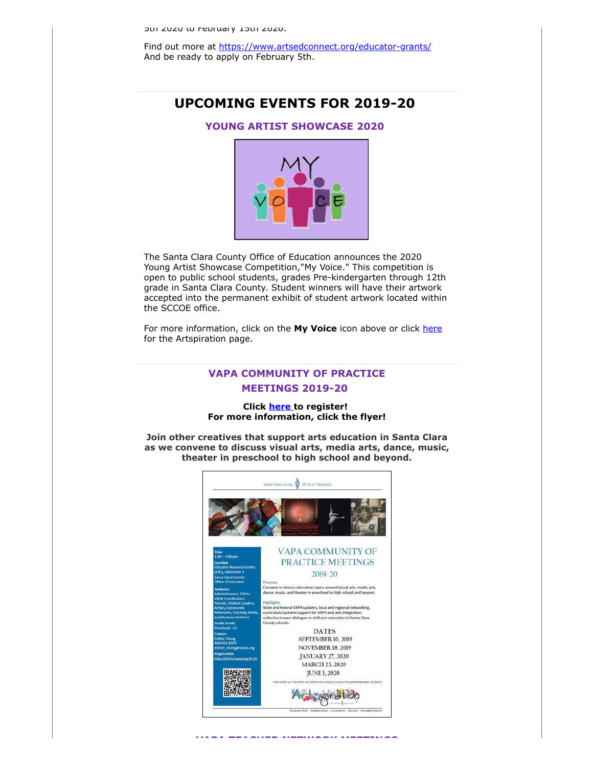5th 2020 to February 15th 2020.

Find out more at https://www.artsedconnect.org/educator-grants/
And be ready to apply on February 5th.

# UPCOMING EVENTS FOR 2019-20

### YOUNG ARTIST SHOWCASE 2020

The Santa Clara County Office of Education announces the 2020 Young Artist Showcase Competition,"My Voice." This competition is open to public school students, grades Pre-kindergarten through 12th grade in Santa Clara County. Student winners will have their artwork accepted into the permanent exhibit of student artwork located within the SCCOE office.

For more information, click on the **My Voice** icon above or click here for the Artspiration page.

### VAPA COMMUNITY OF PRACTICE MEETINGS 2019-20

**Click here to register!**
**For more information, click the flyer!**

**Join other creatives that support arts education in Santa Clara as we convene to discuss visual arts, media arts, dance, music, theater in preschool to high school and beyond.**

Santa Clara County Office of Education

**Time**
1:00 – 3:00 pm

**Location**
Educator Resource Center (ERC), Classroom 3
Santa Clara County Office of Education

**Audience**
Administrators, TOSAs, VAPA Coordinators, Parents, Student Leaders, Artists, Community Advocates, Teaching Artists, and Business Partners

**Grade levels**
Preschool - 12

**Contact**
Esther Chong
408-453-6559
esther_chong@sccoe.org

**Registration**
http://bit.ly/vapacmtg19-20

## VAPA COMMUNITY OF PRACTICE MEETINGS 2019-20

**Purpose**
Convene to discuss education topics around visual arts, media arts, dance, music, and theater in preschool to high school and beyond.

**Highlights**
State and federal VAPA updates, local and regional networking, curriculum/systems support for VAPA and arts integration, collective impact dialogue to shift arts education in Santa Clara County schools.

**DATES**
SEPTEMBER 16, 2019
NOVEMBER 18, 2019
JANUARY 27, 2020
MARCH 23, 2020
JUNE 1, 2020

FOR MORE UP-TO-DATE INFORMATION PLEASE CHECK THE *ARTSPIRATION* WEBSITE.

Artspiration

Students First – Collaboration – Innovation – Service – Strengths Based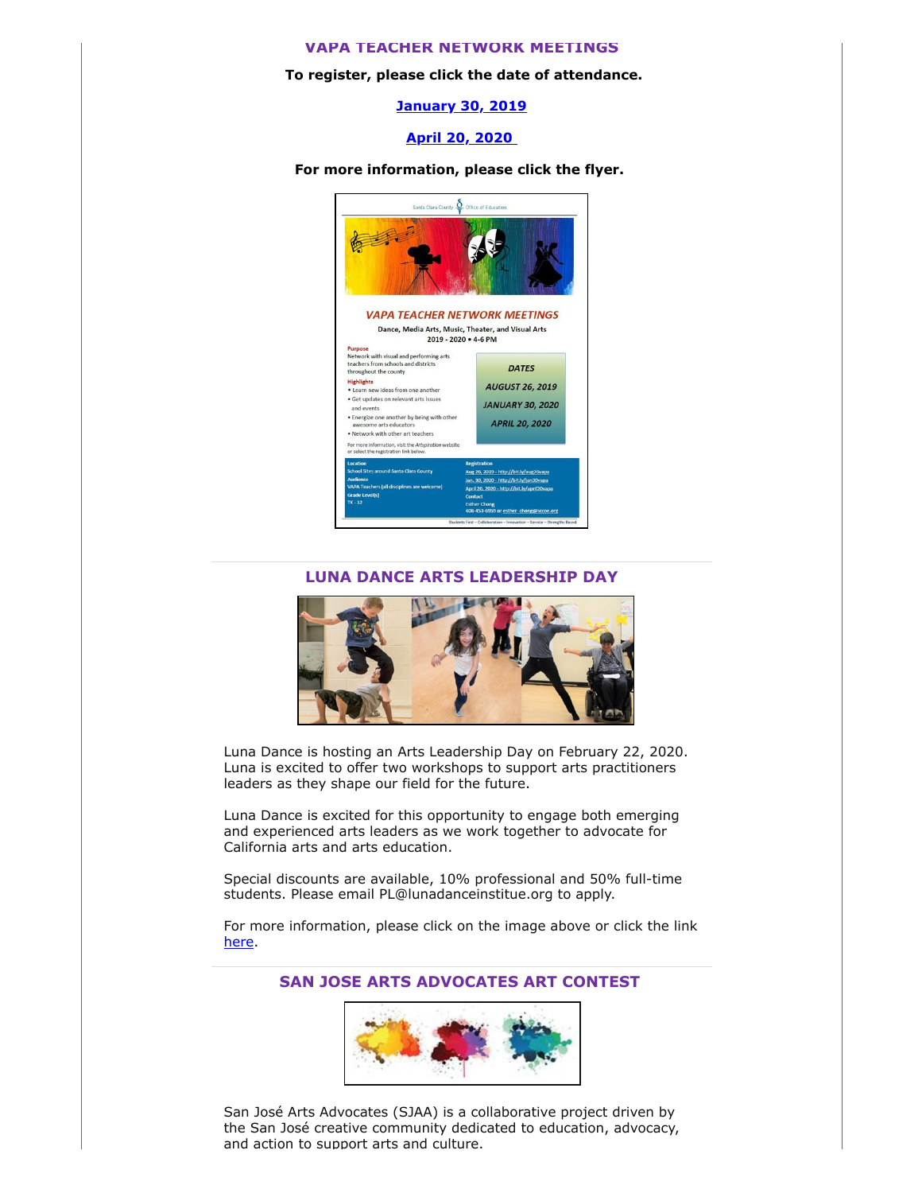## VAPA TEACHER NETWORK MEETINGS

**To register, please click the date of attendance.**

**January 30, 2019**

**April 20, 2020**

**For more information, please click the flyer.**

Santa Clara County Office of Education

*VAPA TEACHER NETWORK MEETINGS*

Dance, Media Arts, Music, Theater, and Visual Arts

2019 - 2020 • 4-6 PM

Purpose

Network with visual and performing arts teachers from schools and districts throughout the county

Highlights

- Learn new ideas from one another
- Get updates on relevant arts issues and events
- Energize one another by being with other awesome arts educators
- Network with other art teachers

For more information, visit the *Artspiration* website or select the registration link below.

*DATES*

*AUGUST 26, 2019*

*JANUARY 30, 2020*

*APRIL 20, 2020*

Location

School Sites around Santa Clara County

Audience

VAPA Teachers (all disciplines are welcome)

Grade Level(s)

TK - 12

Registration

Aug 26, 2019 - http://bit.ly/aug20vapa

Jan. 30, 2020 - http://bit.ly/jan30vapa

April 20, 2020 - http://bit.ly/april20vapa

Contact

Esther Chong

408-453-6959 or esther_chong@sccoe.org

Students First – Collaboration – Innovation – Service – Strengths Based

## LUNA DANCE ARTS LEADERSHIP DAY

Luna Dance is hosting an Arts Leadership Day on February 22, 2020. Luna is excited to offer two workshops to support arts practitioners leaders as they shape our field for the future.

Luna Dance is excited for this opportunity to engage both emerging and experienced arts leaders as we work together to advocate for California arts and arts education.

Special discounts are available, 10% professional and 50% full-time students. Please email PL@lunadanceinstiue.org to apply.

For more information, please click on the image above or click the link here.

## SAN JOSE ARTS ADVOCATES ART CONTEST

San José Arts Advocates (SJAA) is a collaborative project driven by the San José creative community dedicated to education, advocacy, and action to support arts and culture.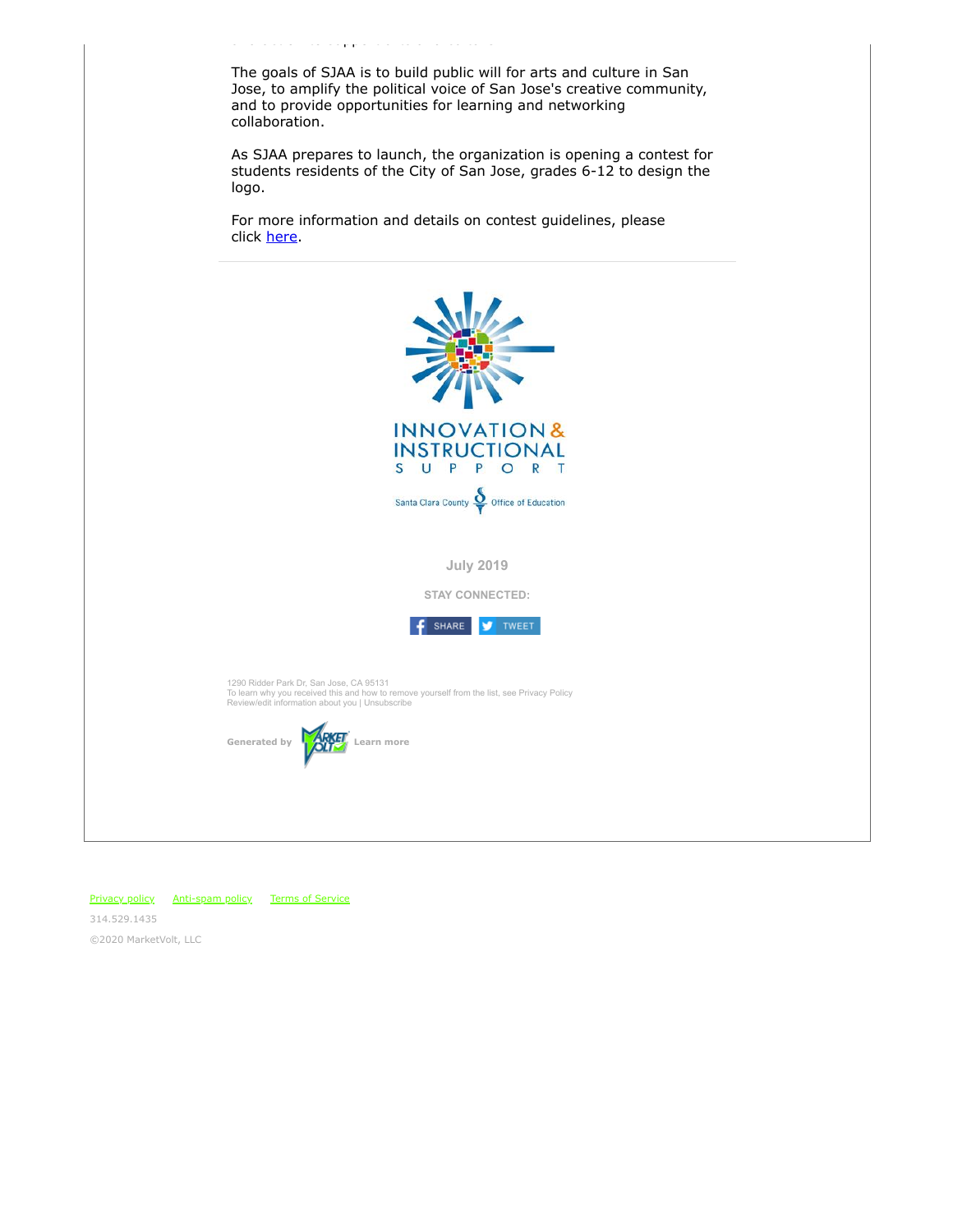The goals of SJAA is to build public will for arts and culture in San Jose, to amplify the political voice of San Jose's creative community, and to provide opportunities for learning and networking collaboration.

As SJAA prepares to launch, the organization is opening a contest for students residents of the City of San Jose, grades 6-12 to design the logo.

For more information and details on contest guidelines, please click here.

INNOVATION & INSTRUCTIONAL SUPPORT

Santa Clara County Office of Education

July 2019

STAY CONNECTED:

SHARE TWEET

1290 Ridder Park Dr, San Jose, CA 95131
To learn why you received this and how to remove yourself from the list, see Privacy Policy
Review/edit information about you | Unsubscribe

Generated by MarketVolt Learn more

Privacy policy Anti-spam policy Terms of Service

314.529.1435

©2020 MarketVolt, LLC